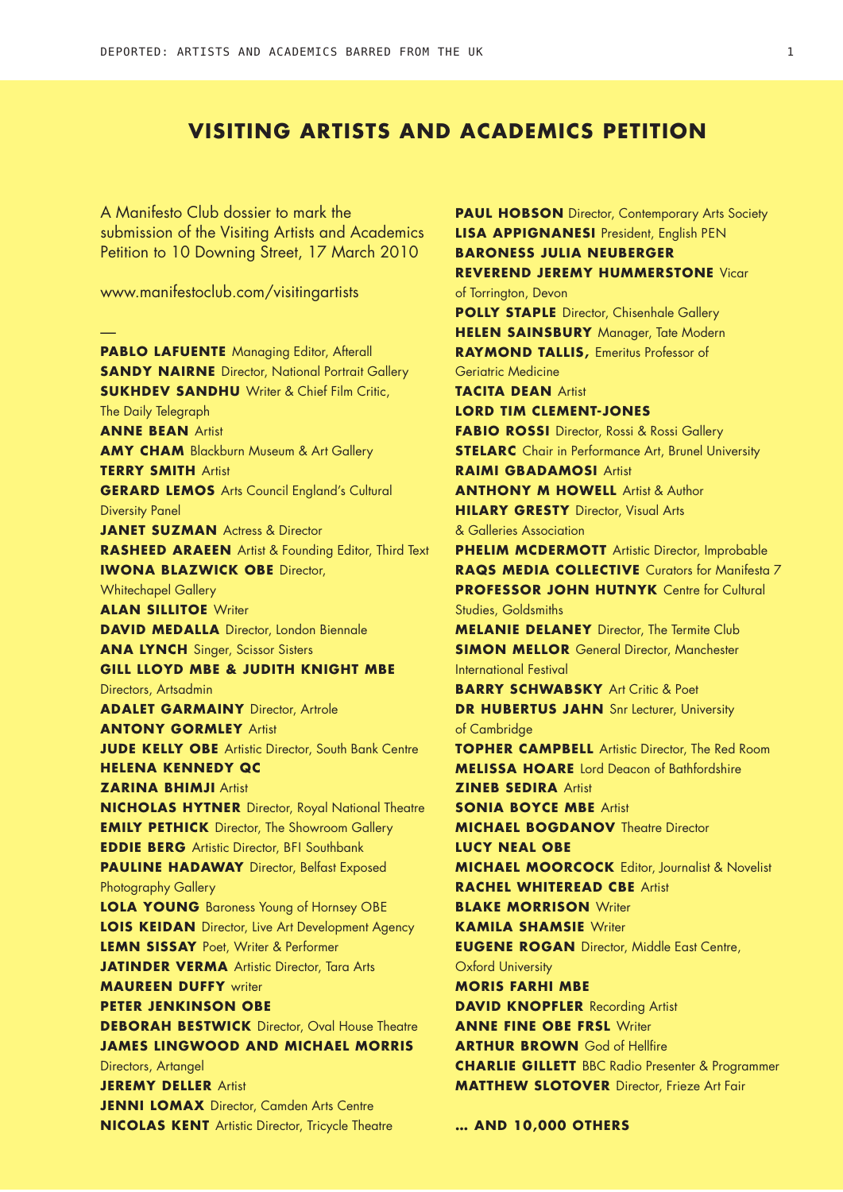# VISITING ARTISTS AND ACADEMICS PETITION

A Manifesto Club dossier to mark the submission of the Visiting Artists and Academics Petition to 10 Downing Street, 17 March 2010

www.manifestoclub.com/visitingartists

—

**PABLO LAFUENTE** Managing Editor, Afterall
**SANDY NAIRNE** Director, National Portrait Gallery
**SUKHDEV SANDHU** Writer & Chief Film Critic, The Daily Telegraph
**ANNE BEAN** Artist
**AMY CHAM** Blackburn Museum & Art Gallery
**TERRY SMITH** Artist
**GERARD LEMOS** Arts Council England's Cultural Diversity Panel
**JANET SUZMAN** Actress & Director
**RASHEED ARAEEN** Artist & Founding Editor, Third Text
**IWONA BLAZWICK OBE** Director, Whitechapel Gallery
**ALAN SILLITOE** Writer
**DAVID MEDALLA** Director, London Biennale
**ANA LYNCH** Singer, Scissor Sisters
**GILL LLOYD MBE & JUDITH KNIGHT MBE** Directors, Artsadmin
**ADALET GARMAINY** Director, Artrole
**ANTONY GORMLEY** Artist
**JUDE KELLY OBE** Artistic Director, South Bank Centre
**HELENA KENNEDY QC**
**ZARINA BHIMJI** Artist
**NICHOLAS HYTNER** Director, Royal National Theatre
**EMILY PETHICK** Director, The Showroom Gallery
**EDDIE BERG** Artistic Director, BFI Southbank
**PAULINE HADAWAY** Director, Belfast Exposed Photography Gallery
**LOLA YOUNG** Baroness Young of Hornsey OBE
**LOIS KEIDAN** Director, Live Art Development Agency
**LEMN SISSAY** Poet, Writer & Performer
**JATINDER VERMA** Artistic Director, Tara Arts
**MAUREEN DUFFY** writer
**PETER JENKINSON OBE**
**DEBORAH BESTWICK** Director, Oval House Theatre
**JAMES LINGWOOD AND MICHAEL MORRIS** Directors, Artangel
**JEREMY DELLER** Artist
**JENNI LOMAX** Director, Camden Arts Centre
**NICOLAS KENT** Artistic Director, Tricycle Theatre
**PAUL HOBSON** Director, Contemporary Arts Society
**LISA APPIGNANESI** President, English PEN
**BARONESS JULIA NEUBERGER**
**REVEREND JEREMY HUMMERSTONE** Vicar of Torrington, Devon
**POLLY STAPLE** Director, Chisenhale Gallery
**HELEN SAINSBURY** Manager, Tate Modern
**RAYMOND TALLIS,** Emeritus Professor of Geriatric Medicine
**TACITA DEAN** Artist
**LORD TIM CLEMENT-JONES**
**FABIO ROSSI** Director, Rossi & Rossi Gallery
**STELARC** Chair in Performance Art, Brunel University
**RAIMI GBADAMOSI** Artist
**ANTHONY M HOWELL** Artist & Author
**HILARY GRESTY** Director, Visual Arts & Galleries Association
**PHELIM MCDERMOTT** Artistic Director, Improbable
**RAQS MEDIA COLLECTIVE** Curators for Manifesta 7
**PROFESSOR JOHN HUTNYK** Centre for Cultural Studies, Goldsmiths
**MELANIE DELANEY** Director, The Termite Club
**SIMON MELLOR** General Director, Manchester International Festival
**BARRY SCHWABSKY** Art Critic & Poet
**DR HUBERTUS JAHN** Snr Lecturer, University of Cambridge
**TOPHER CAMPBELL** Artistic Director, The Red Room
**MELISSA HOARE** Lord Deacon of Bathfordshire
**ZINEB SEDIRA** Artist
**SONIA BOYCE MBE** Artist
**MICHAEL BOGDANOV** Theatre Director
**LUCY NEAL OBE**
**MICHAEL MOORCOCK** Editor, Journalist & Novelist
**RACHEL WHITEREAD CBE** Artist
**BLAKE MORRISON** Writer
**KAMILA SHAMSIE** Writer
**EUGENE ROGAN** Director, Middle East Centre, Oxford University
**MORIS FARHI MBE**
**DAVID KNOPFLER** Recording Artist
**ANNE FINE OBE FRSL** Writer
**ARTHUR BROWN** God of Hellfire
**CHARLIE GILLETT** BBC Radio Presenter & Programmer
**MATTHEW SLOTOVER** Director, Frieze Art Fair

**... AND 10,000 OTHERS**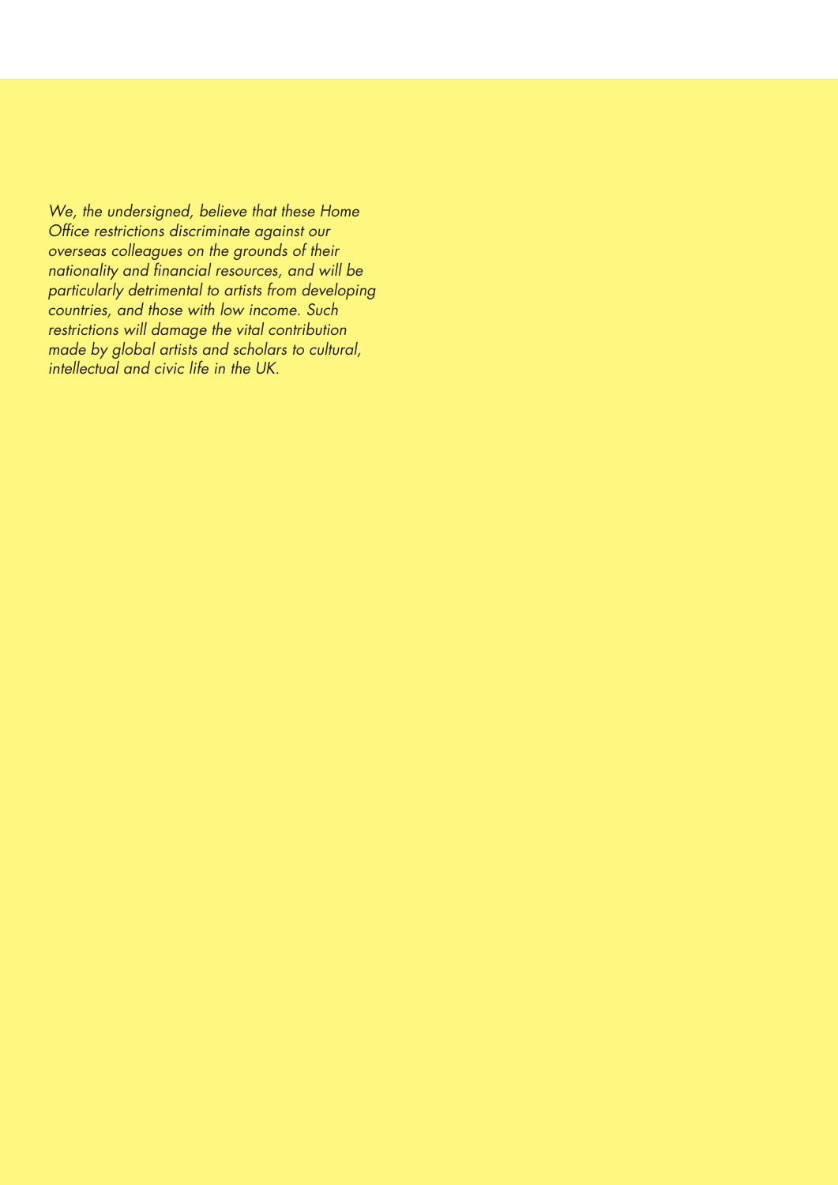*We, the undersigned, believe that these Home Office restrictions discriminate against our overseas colleagues on the grounds of their nationality and financial resources, and will be particularly detrimental to artists from developing countries, and those with low income. Such restrictions will damage the vital contribution made by global artists and scholars to cultural, intellectual and civic life in the UK.*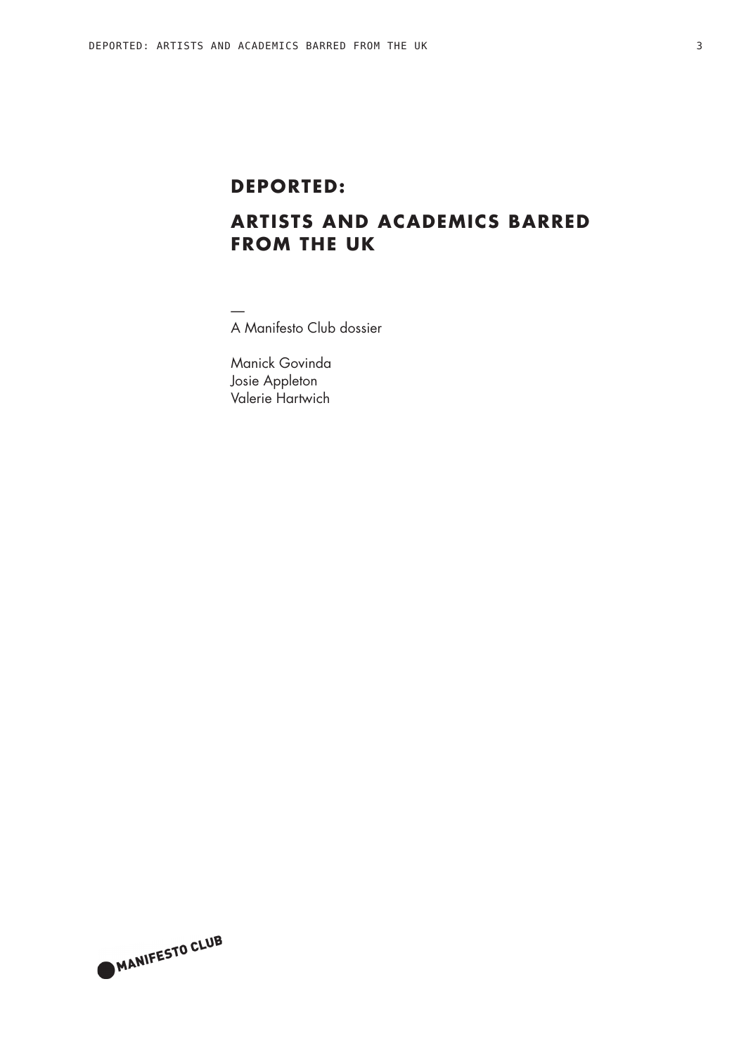# DEPORTED:

# ARTISTS AND ACADEMICS BARRED FROM THE UK

—

A Manifesto Club dossier

Manick Govinda
Josie Appleton
Valerie Hartwich

MANIFESTO CLUB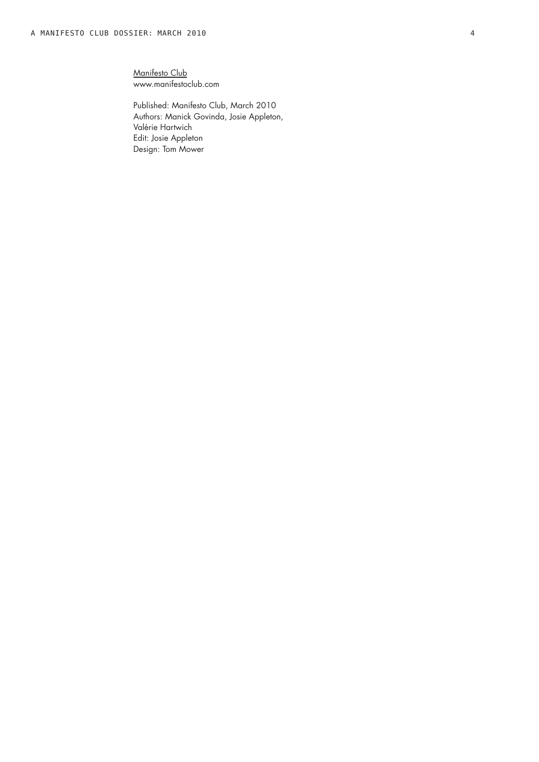Manifesto Club
www.manifestoclub.com

Published: Manifesto Club, March 2010
Authors: Manick Govinda, Josie Appleton, Valérie Hartwich
Edit: Josie Appleton
Design: Tom Mower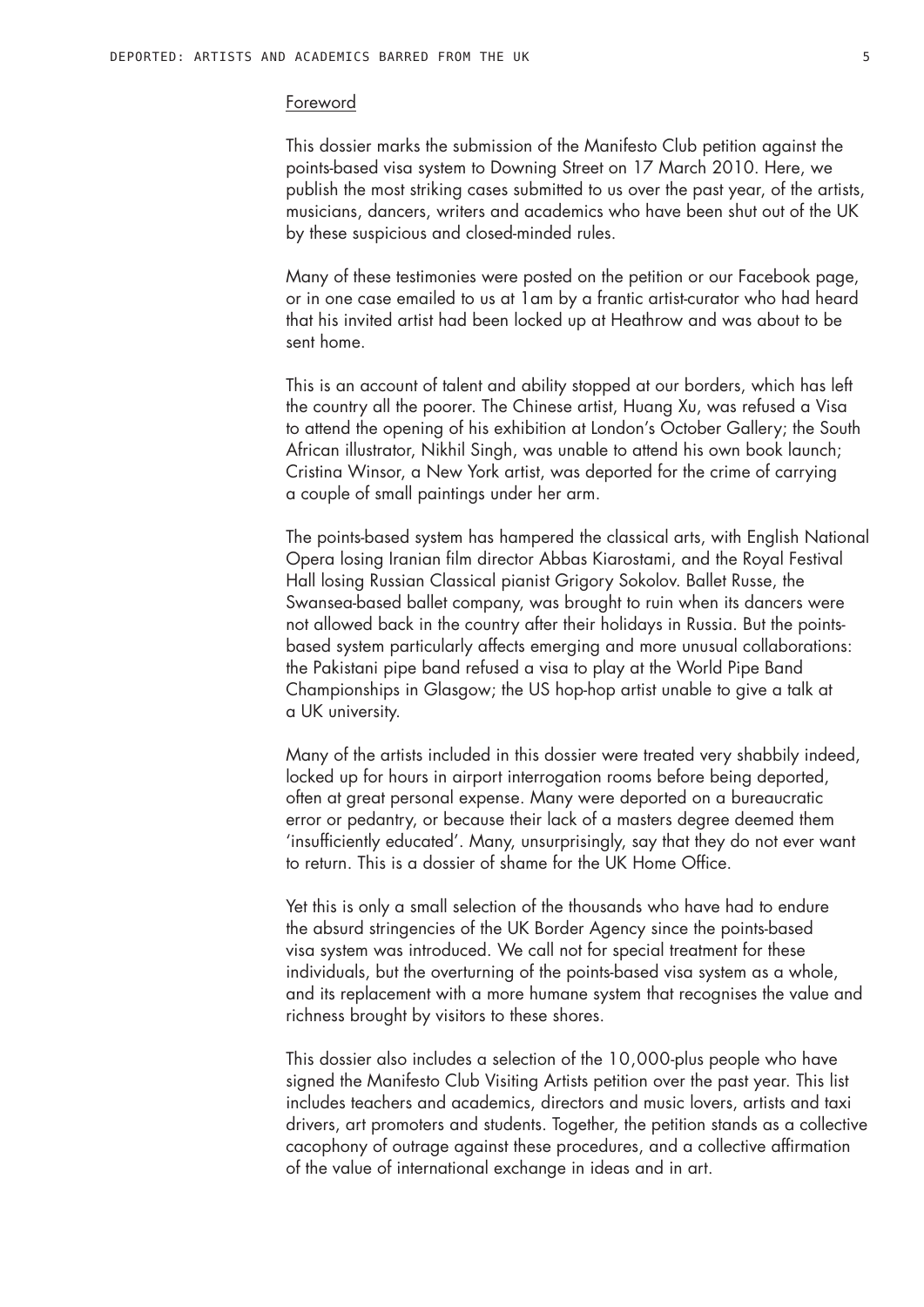## Foreword

This dossier marks the submission of the Manifesto Club petition against the points-based visa system to Downing Street on 17 March 2010. Here, we publish the most striking cases submitted to us over the past year, of the artists, musicians, dancers, writers and academics who have been shut out of the UK by these suspicious and closed-minded rules.

Many of these testimonies were posted on the petition or our Facebook page, or in one case emailed to us at 1am by a frantic artist-curator who had heard that his invited artist had been locked up at Heathrow and was about to be sent home.

This is an account of talent and ability stopped at our borders, which has left the country all the poorer. The Chinese artist, Huang Xu, was refused a Visa to attend the opening of his exhibition at London's October Gallery; the South African illustrator, Nikhil Singh, was unable to attend his own book launch; Cristina Winsor, a New York artist, was deported for the crime of carrying a couple of small paintings under her arm.

The points-based system has hampered the classical arts, with English National Opera losing Iranian film director Abbas Kiarostami, and the Royal Festival Hall losing Russian Classical pianist Grigory Sokolov. Ballet Russe, the Swansea-based ballet company, was brought to ruin when its dancers were not allowed back in the country after their holidays in Russia. But the points-based system particularly affects emerging and more unusual collaborations: the Pakistani pipe band refused a visa to play at the World Pipe Band Championships in Glasgow; the US hop-hop artist unable to give a talk at a UK university.

Many of the artists included in this dossier were treated very shabbily indeed, locked up for hours in airport interrogation rooms before being deported, often at great personal expense. Many were deported on a bureaucratic error or pedantry, or because their lack of a masters degree deemed them 'insufficiently educated'. Many, unsurprisingly, say that they do not ever want to return. This is a dossier of shame for the UK Home Office.

Yet this is only a small selection of the thousands who have had to endure the absurd stringencies of the UK Border Agency since the points-based visa system was introduced. We call not for special treatment for these individuals, but the overturning of the points-based visa system as a whole, and its replacement with a more humane system that recognises the value and richness brought by visitors to these shores.

This dossier also includes a selection of the 10,000-plus people who have signed the Manifesto Club Visiting Artists petition over the past year. This list includes teachers and academics, directors and music lovers, artists and taxi drivers, art promoters and students. Together, the petition stands as a collective cacophony of outrage against these procedures, and a collective affirmation of the value of international exchange in ideas and in art.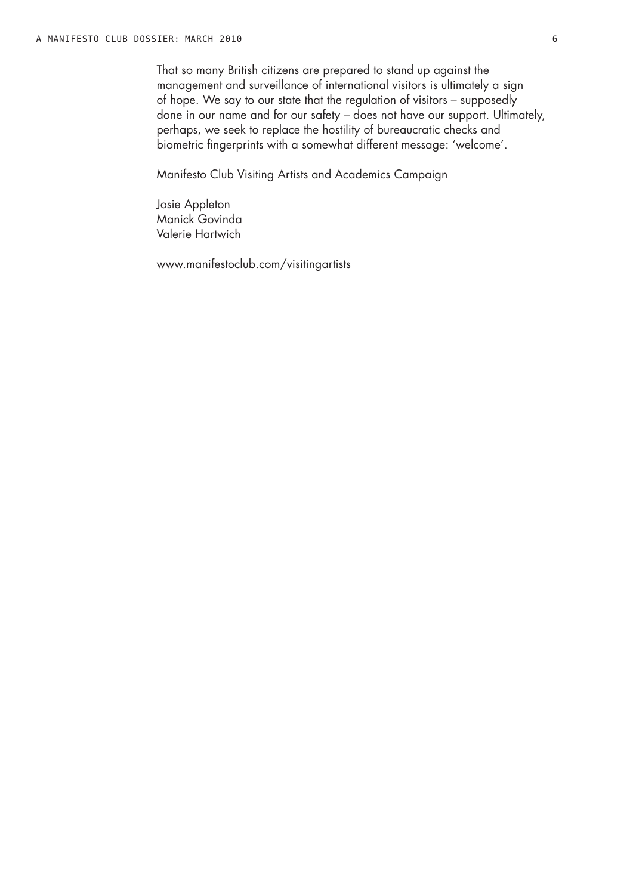That so many British citizens are prepared to stand up against the management and surveillance of international visitors is ultimately a sign of hope. We say to our state that the regulation of visitors – supposedly done in our name and for our safety – does not have our support. Ultimately, perhaps, we seek to replace the hostility of bureaucratic checks and biometric fingerprints with a somewhat different message: 'welcome'.

Manifesto Club Visiting Artists and Academics Campaign

Josie Appleton  
Manick Govinda  
Valerie Hartwich

www.manifestoclub.com/visitingartists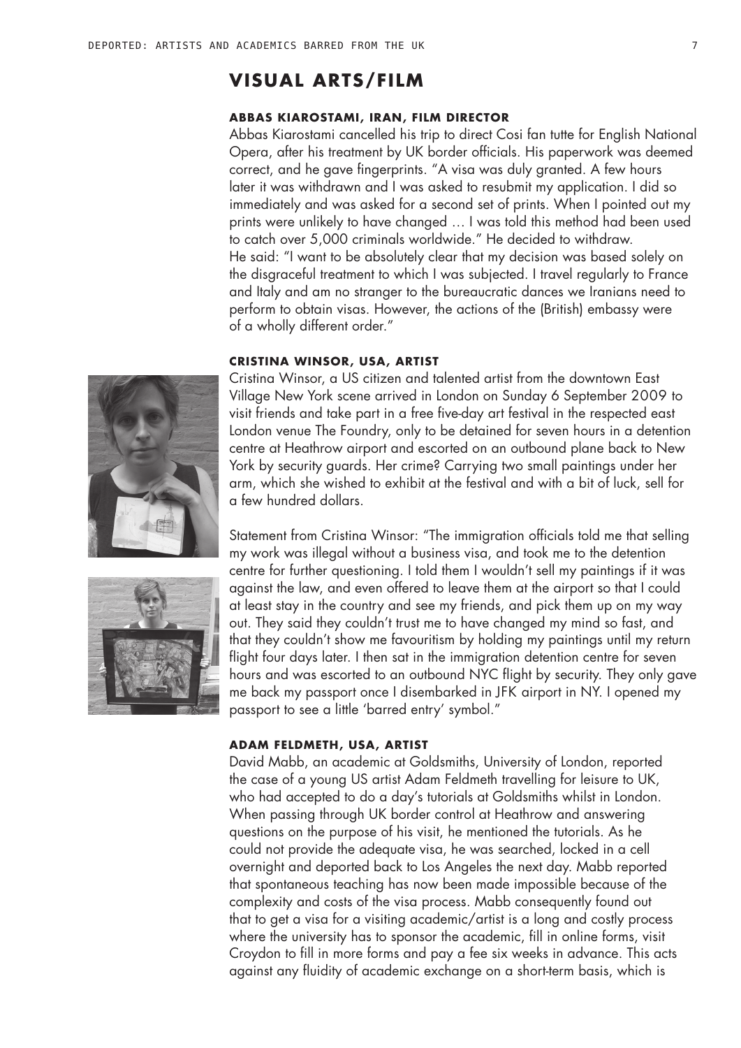## VISUAL ARTS/FILM

### ABBAS KIAROSTAMI, IRAN, FILM DIRECTOR

Abbas Kiarostami cancelled his trip to direct Cosi fan tutte for English National Opera, after his treatment by UK border officials. His paperwork was deemed correct, and he gave fingerprints. "A visa was duly granted. A few hours later it was withdrawn and I was asked to resubmit my application. I did so immediately and was asked for a second set of prints. When I pointed out my prints were unlikely to have changed … I was told this method had been used to catch over 5,000 criminals worldwide." He decided to withdraw.
He said: "I want to be absolutely clear that my decision was based solely on the disgraceful treatment to which I was subjected. I travel regularly to France and Italy and am no stranger to the bureaucratic dances we Iranians need to perform to obtain visas. However, the actions of the (British) embassy were of a wholly different order."

### CRISTINA WINSOR, USA, ARTIST

Cristina Winsor, a US citizen and talented artist from the downtown East Village New York scene arrived in London on Sunday 6 September 2009 to visit friends and take part in a free five-day art festival in the respected east London venue The Foundry, only to be detained for seven hours in a detention centre at Heathrow airport and escorted on an outbound plane back to New York by security guards. Her crime? Carrying two small paintings under her arm, which she wished to exhibit at the festival and with a bit of luck, sell for a few hundred dollars.

Statement from Cristina Winsor: "The immigration officials told me that selling my work was illegal without a business visa, and took me to the detention centre for further questioning. I told them I wouldn't sell my paintings if it was against the law, and even offered to leave them at the airport so that I could at least stay in the country and see my friends, and pick them up on my way out. They said they couldn't trust me to have changed my mind so fast, and that they couldn't show me favouritism by holding my paintings until my return flight four days later. I then sat in the immigration detention centre for seven hours and was escorted to an outbound NYC flight by security. They only gave me back my passport once I disembarked in JFK airport in NY. I opened my passport to see a little 'barred entry' symbol."

### ADAM FELDMETH, USA, ARTIST

David Mabb, an academic at Goldsmiths, University of London, reported the case of a young US artist Adam Feldmeth travelling for leisure to UK, who had accepted to do a day's tutorials at Goldsmiths whilst in London. When passing through UK border control at Heathrow and answering questions on the purpose of his visit, he mentioned the tutorials. As he could not provide the adequate visa, he was searched, locked in a cell overnight and deported back to Los Angeles the next day. Mabb reported that spontaneous teaching has now been made impossible because of the complexity and costs of the visa process. Mabb consequently found out that to get a visa for a visiting academic/artist is a long and costly process where the university has to sponsor the academic, fill in online forms, visit Croydon to fill in more forms and pay a fee six weeks in advance. This acts against any fluidity of academic exchange on a short-term basis, which is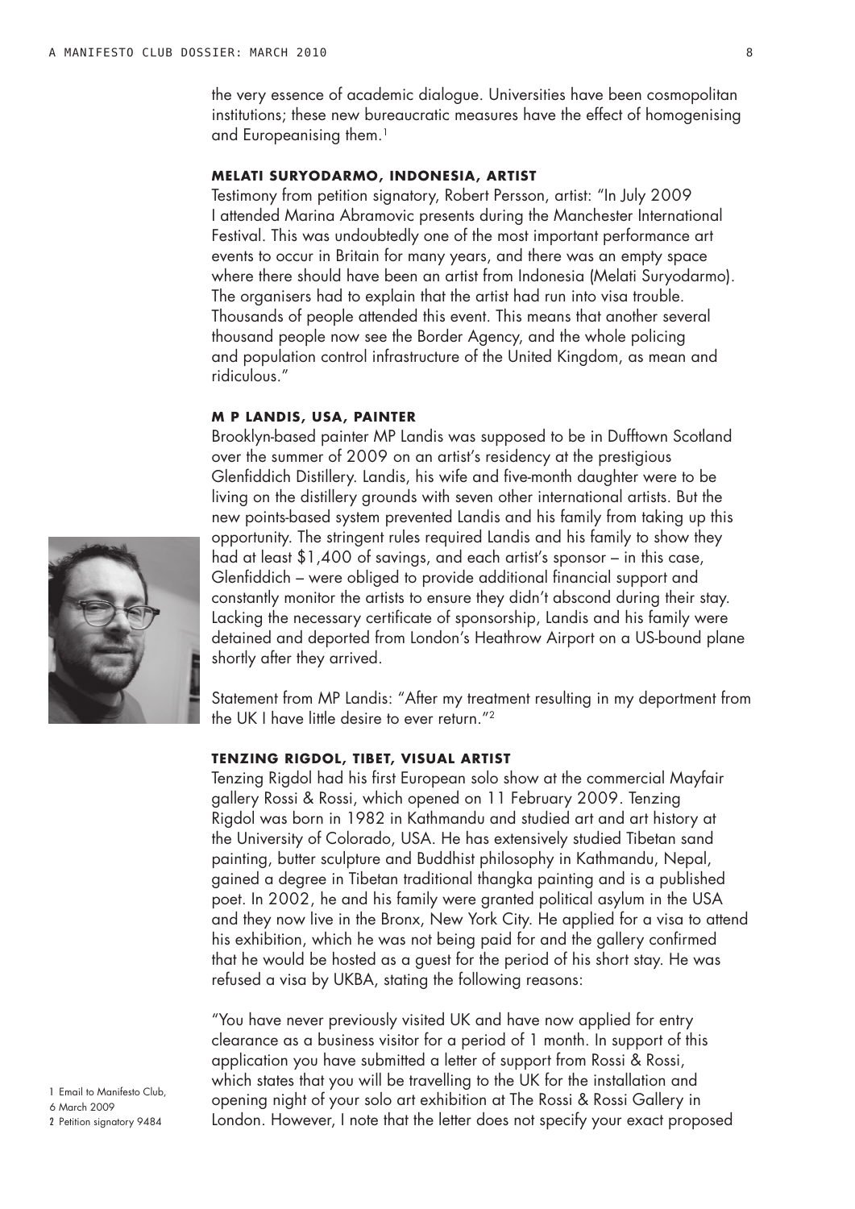the very essence of academic dialogue. Universities have been cosmopolitan institutions; these new bureaucratic measures have the effect of homogenising and Europeanising them.[1]

### MELATI SURYODARMO, INDONESIA, ARTIST

Testimony from petition signatory, Robert Persson, artist: "In July 2009 I attended Marina Abramovic presents during the Manchester International Festival. This was undoubtedly one of the most important performance art events to occur in Britain for many years, and there was an empty space where there should have been an artist from Indonesia (Melati Suryodarmo). The organisers had to explain that the artist had run into visa trouble. Thousands of people attended this event. This means that another several thousand people now see the Border Agency, and the whole policing and population control infrastructure of the United Kingdom, as mean and ridiculous."

### M P LANDIS, USA, PAINTER

Brooklyn-based painter MP Landis was supposed to be in Dufftown Scotland over the summer of 2009 on an artist's residency at the prestigious Glenfiddich Distillery. Landis, his wife and five-month daughter were to be living on the distillery grounds with seven other international artists. But the new points-based system prevented Landis and his family from taking up this opportunity. The stringent rules required Landis and his family to show they had at least $1,400 of savings, and each artist's sponsor – in this case, Glenfiddich – were obliged to provide additional financial support and constantly monitor the artists to ensure they didn't abscond during their stay. Lacking the necessary certificate of sponsorship, Landis and his family were detained and deported from London's Heathrow Airport on a US-bound plane shortly after they arrived.

Statement from MP Landis: "After my treatment resulting in my deportment from the UK I have little desire to ever return."[2]

### TENZING RIGDOL, TIBET, VISUAL ARTIST

Tenzing Rigdol had his first European solo show at the commercial Mayfair gallery Rossi & Rossi, which opened on 11 February 2009. Tenzing Rigdol was born in 1982 in Kathmandu and studied art and art history at the University of Colorado, USA. He has extensively studied Tibetan sand painting, butter sculpture and Buddhist philosophy in Kathmandu, Nepal, gained a degree in Tibetan traditional thangka painting and is a published poet. In 2002, he and his family were granted political asylum in the USA and they now live in the Bronx, New York City. He applied for a visa to attend his exhibition, which he was not being paid for and the gallery confirmed that he would be hosted as a guest for the period of his short stay. He was refused a visa by UKBA, stating the following reasons:

"You have never previously visited UK and have now applied for entry clearance as a business visitor for a period of 1 month. In support of this application you have submitted a letter of support from Rossi & Rossi, which states that you will be travelling to the UK for the installation and opening night of your solo art exhibition at The Rossi & Rossi Gallery in London. However, I note that the letter does not specify your exact proposed

1 Email to Manifesto Club, 6 March 2009
2 Petition signatory 9484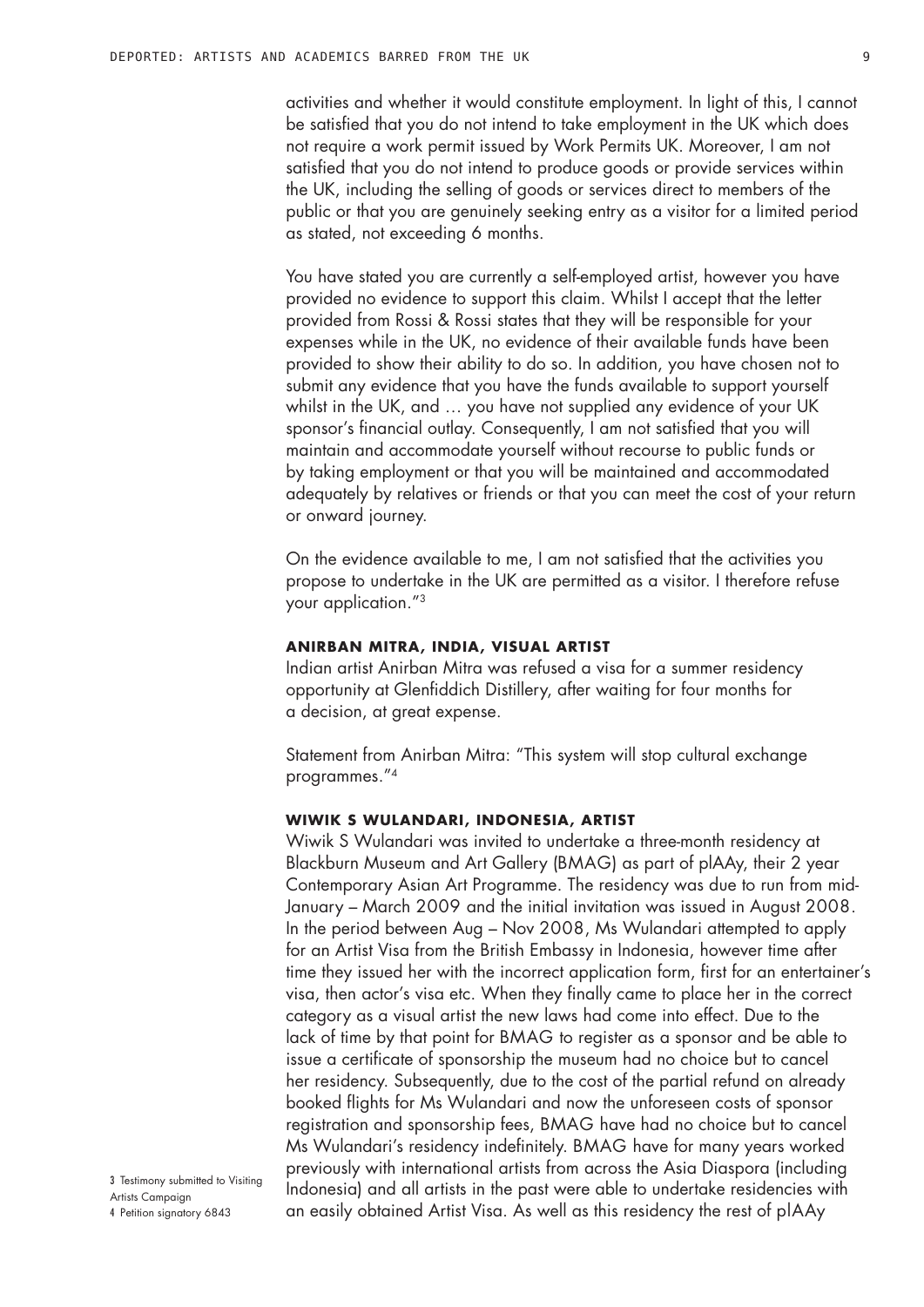activities and whether it would constitute employment. In light of this, I cannot be satisfied that you do not intend to take employment in the UK which does not require a work permit issued by Work Permits UK. Moreover, I am not satisfied that you do not intend to produce goods or provide services within the UK, including the selling of goods or services direct to members of the public or that you are genuinely seeking entry as a visitor for a limited period as stated, not exceeding 6 months.

You have stated you are currently a self-employed artist, however you have provided no evidence to support this claim. Whilst I accept that the letter provided from Rossi & Rossi states that they will be responsible for your expenses while in the UK, no evidence of their available funds have been provided to show their ability to do so. In addition, you have chosen not to submit any evidence that you have the funds available to support yourself whilst in the UK, and … you have not supplied any evidence of your UK sponsor's financial outlay. Consequently, I am not satisfied that you will maintain and accommodate yourself without recourse to public funds or by taking employment or that you will be maintained and accommodated adequately by relatives or friends or that you can meet the cost of your return or onward journey.

On the evidence available to me, I am not satisfied that the activities you propose to undertake in the UK are permitted as a visitor. I therefore refuse your application."[3]

#### ANIRBAN MITRA, INDIA, VISUAL ARTIST

Indian artist Anirban Mitra was refused a visa for a summer residency opportunity at Glenfiddich Distillery, after waiting for four months for a decision, at great expense.

Statement from Anirban Mitra: "This system will stop cultural exchange programmes."[4]

#### WIWIK S WULANDARI, INDONESIA, ARTIST

Wiwik S Wulandari was invited to undertake a three-month residency at Blackburn Museum and Art Gallery (BMAG) as part of plAAy, their 2 year Contemporary Asian Art Programme. The residency was due to run from mid-January – March 2009 and the initial invitation was issued in August 2008. In the period between Aug – Nov 2008, Ms Wulandari attempted to apply for an Artist Visa from the British Embassy in Indonesia, however time after time they issued her with the incorrect application form, first for an entertainer's visa, then actor's visa etc. When they finally came to place her in the correct category as a visual artist the new laws had come into effect. Due to the lack of time by that point for BMAG to register as a sponsor and be able to issue a certificate of sponsorship the museum had no choice but to cancel her residency. Subsequently, due to the cost of the partial refund on already booked flights for Ms Wulandari and now the unforeseen costs of sponsor registration and sponsorship fees, BMAG have had no choice but to cancel Ms Wulandari's residency indefinitely. BMAG have for many years worked previously with international artists from across the Asia Diaspora (including Indonesia) and all artists in the past were able to undertake residencies with an easily obtained Artist Visa. As well as this residency the rest of plAAy

3 Testimony submitted to Visiting Artists Campaign
4 Petition signatory 6843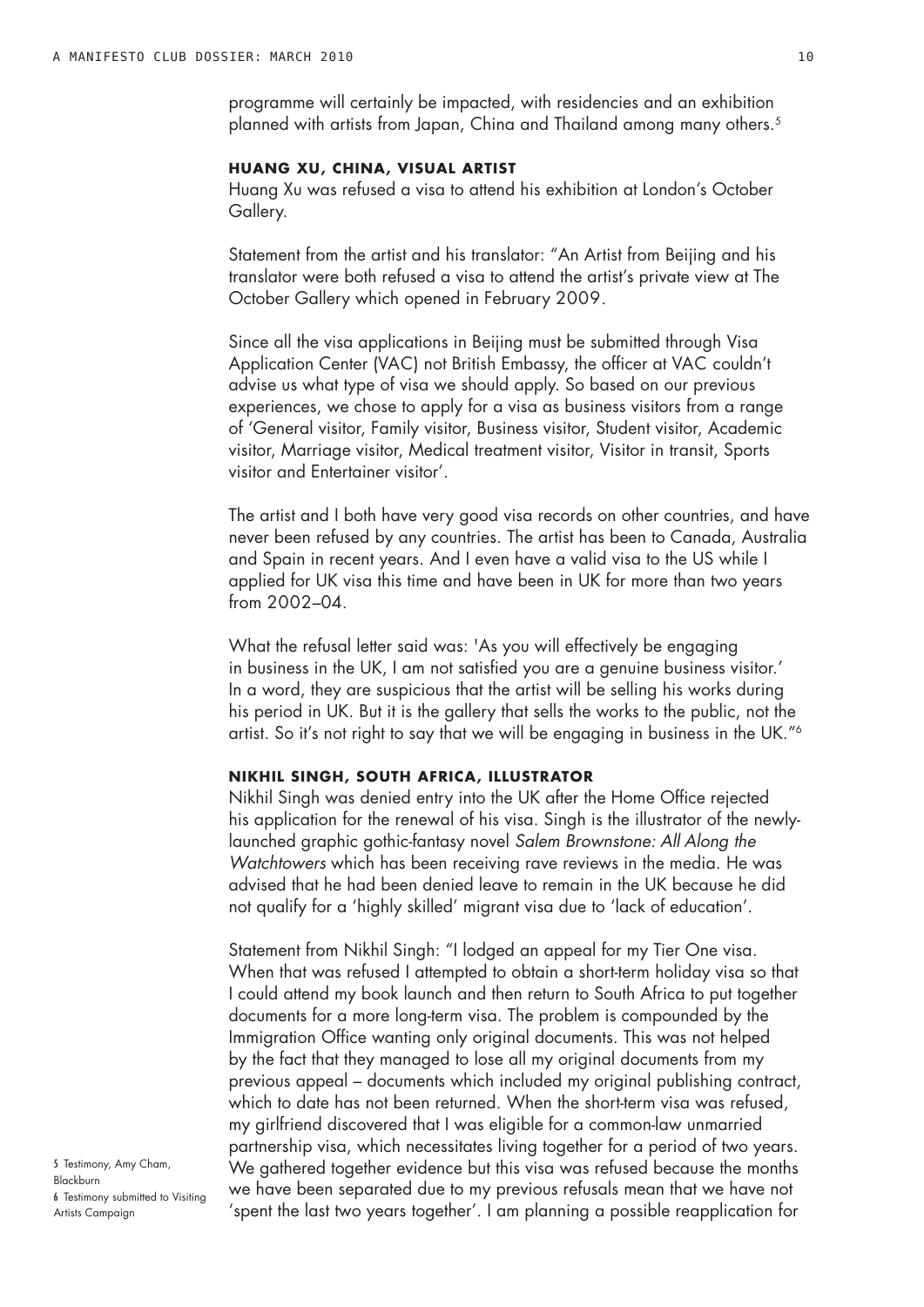programme will certainly be impacted, with residencies and an exhibition planned with artists from Japan, China and Thailand among many others.[5]

### HUANG XU, CHINA, VISUAL ARTIST

Huang Xu was refused a visa to attend his exhibition at London's October Gallery.

Statement from the artist and his translator: "An Artist from Beijing and his translator were both refused a visa to attend the artist's private view at The October Gallery which opened in February 2009.

Since all the visa applications in Beijing must be submitted through Visa Application Center (VAC) not British Embassy, the officer at VAC couldn't advise us what type of visa we should apply. So based on our previous experiences, we chose to apply for a visa as business visitors from a range of 'General visitor, Family visitor, Business visitor, Student visitor, Academic visitor, Marriage visitor, Medical treatment visitor, Visitor in transit, Sports visitor and Entertainer visitor'.

The artist and I both have very good visa records on other countries, and have never been refused by any countries. The artist has been to Canada, Australia and Spain in recent years. And I even have a valid visa to the US while I applied for UK visa this time and have been in UK for more than two years from 2002–04.

What the refusal letter said was: 'As you will effectively be engaging in business in the UK, I am not satisfied you are a genuine business visitor.' In a word, they are suspicious that the artist will be selling his works during his period in UK. But it is the gallery that sells the works to the public, not the artist. So it's not right to say that we will be engaging in business in the UK."[6]

### NIKHIL SINGH, SOUTH AFRICA, ILLUSTRATOR

Nikhil Singh was denied entry into the UK after the Home Office rejected his application for the renewal of his visa. Singh is the illustrator of the newly-launched graphic gothic-fantasy novel *Salem Brownstone: All Along the Watchtowers* which has been receiving rave reviews in the media. He was advised that he had been denied leave to remain in the UK because he did not qualify for a 'highly skilled' migrant visa due to 'lack of education'.

Statement from Nikhil Singh: "I lodged an appeal for my Tier One visa. When that was refused I attempted to obtain a short-term holiday visa so that I could attend my book launch and then return to South Africa to put together documents for a more long-term visa. The problem is compounded by the Immigration Office wanting only original documents. This was not helped by the fact that they managed to lose all my original documents from my previous appeal – documents which included my original publishing contract, which to date has not been returned. When the short-term visa was refused, my girlfriend discovered that I was eligible for a common-law unmarried partnership visa, which necessitates living together for a period of two years. We gathered together evidence but this visa was refused because the months we have been separated due to my previous refusals mean that we have not 'spent the last two years together'. I am planning a possible reapplication for

5 Testimony, Amy Cham, Blackburn
6 Testimony submitted to Visiting Artists Campaign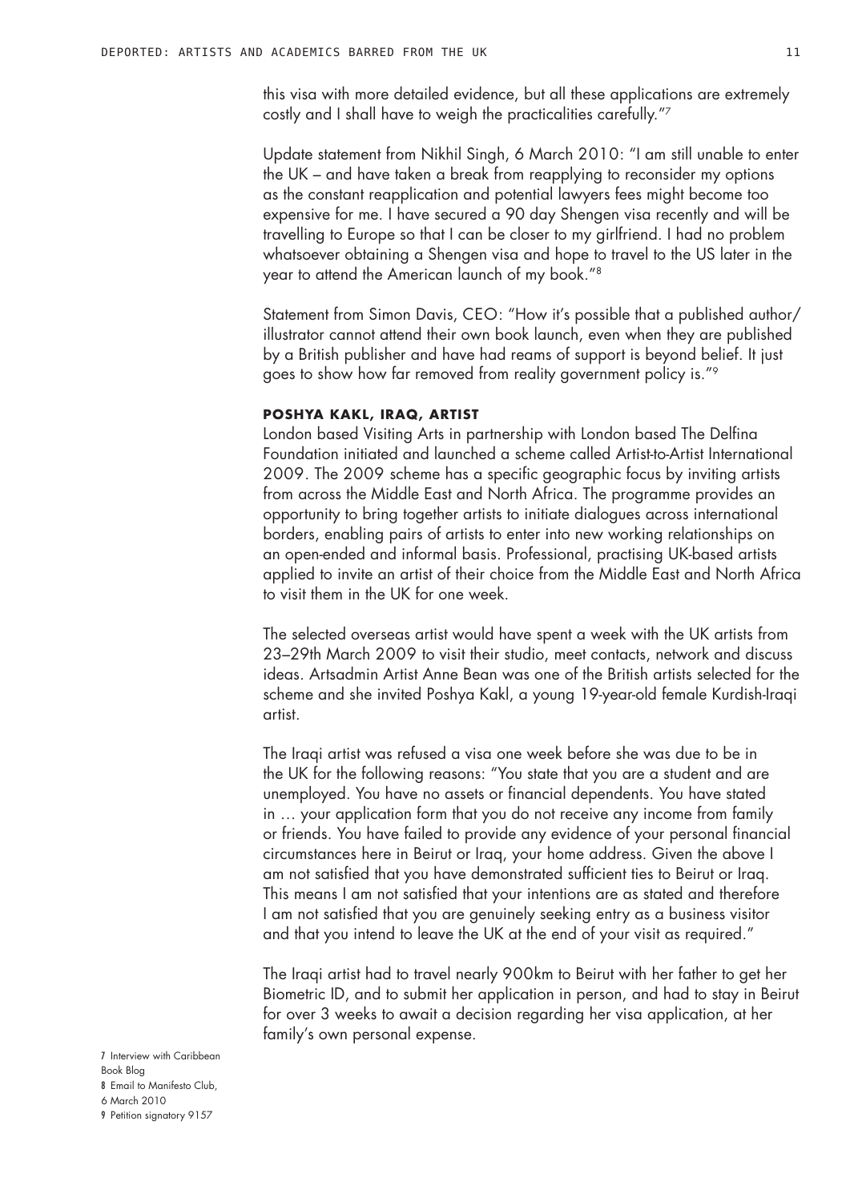this visa with more detailed evidence, but all these applications are extremely costly and I shall have to weigh the practicalities carefully."[7]

Update statement from Nikhil Singh, 6 March 2010: "I am still unable to enter the UK – and have taken a break from reapplying to reconsider my options as the constant reapplication and potential lawyers fees might become too expensive for me. I have secured a 90 day Shengen visa recently and will be travelling to Europe so that I can be closer to my girlfriend. I had no problem whatsoever obtaining a Shengen visa and hope to travel to the US later in the year to attend the American launch of my book."[8]

Statement from Simon Davis, CEO: "How it's possible that a published author/illustrator cannot attend their own book launch, even when they are published by a British publisher and have had reams of support is beyond belief. It just goes to show how far removed from reality government policy is."[9]

### POSHYA KAKL, IRAQ, ARTIST

London based Visiting Arts in partnership with London based The Delfina Foundation initiated and launched a scheme called Artist-to-Artist International 2009. The 2009 scheme has a specific geographic focus by inviting artists from across the Middle East and North Africa. The programme provides an opportunity to bring together artists to initiate dialogues across international borders, enabling pairs of artists to enter into new working relationships on an open-ended and informal basis. Professional, practising UK-based artists applied to invite an artist of their choice from the Middle East and North Africa to visit them in the UK for one week.

The selected overseas artist would have spent a week with the UK artists from 23–29th March 2009 to visit their studio, meet contacts, network and discuss ideas. Artsadmin Artist Anne Bean was one of the British artists selected for the scheme and she invited Poshya Kakl, a young 19-year-old female Kurdish-Iraqi artist.

The Iraqi artist was refused a visa one week before she was due to be in the UK for the following reasons: "You state that you are a student and are unemployed. You have no assets or financial dependents. You have stated in … your application form that you do not receive any income from family or friends. You have failed to provide any evidence of your personal financial circumstances here in Beirut or Iraq, your home address. Given the above I am not satisfied that you have demonstrated sufficient ties to Beirut or Iraq. This means I am not satisfied that your intentions are as stated and therefore I am not satisfied that you are genuinely seeking entry as a business visitor and that you intend to leave the UK at the end of your visit as required."

The Iraqi artist had to travel nearly 900km to Beirut with her father to get her Biometric ID, and to submit her application in person, and had to stay in Beirut for over 3 weeks to await a decision regarding her visa application, at her family's own personal expense.

7 Interview with Caribbean Book Blog
8 Email to Manifesto Club, 6 March 2010
9 Petition signatory 9157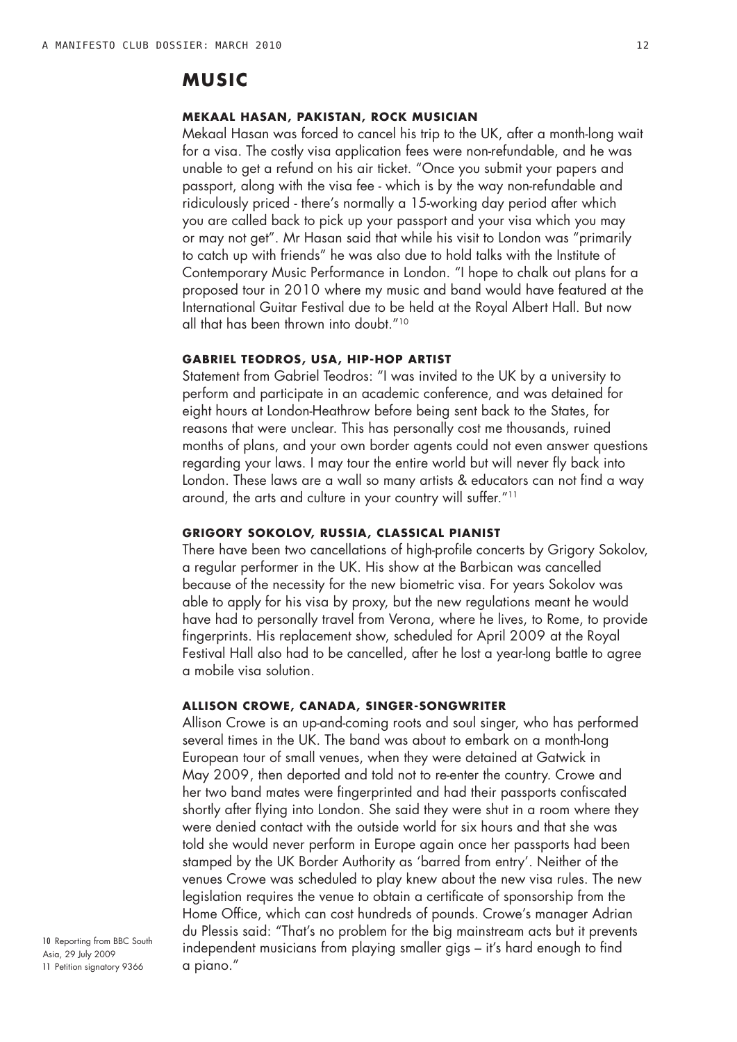# MUSIC

### MEKAAL HASAN, PAKISTAN, ROCK MUSICIAN

Mekaal Hasan was forced to cancel his trip to the UK, after a month-long wait for a visa. The costly visa application fees were non-refundable, and he was unable to get a refund on his air ticket. "Once you submit your papers and passport, along with the visa fee - which is by the way non-refundable and ridiculously priced - there's normally a 15-working day period after which you are called back to pick up your passport and your visa which you may or may not get". Mr Hasan said that while his visit to London was "primarily to catch up with friends" he was also due to hold talks with the Institute of Contemporary Music Performance in London. "I hope to chalk out plans for a proposed tour in 2010 where my music and band would have featured at the International Guitar Festival due to be held at the Royal Albert Hall. But now all that has been thrown into doubt."[10]

### GABRIEL TEODROS, USA, HIP-HOP ARTIST

Statement from Gabriel Teodros: "I was invited to the UK by a university to perform and participate in an academic conference, and was detained for eight hours at London-Heathrow before being sent back to the States, for reasons that were unclear. This has personally cost me thousands, ruined months of plans, and your own border agents could not even answer questions regarding your laws. I may tour the entire world but will never fly back into London. These laws are a wall so many artists & educators can not find a way around, the arts and culture in your country will suffer."[11]

### GRIGORY SOKOLOV, RUSSIA, CLASSICAL PIANIST

There have been two cancellations of high-profile concerts by Grigory Sokolov, a regular performer in the UK. His show at the Barbican was cancelled because of the necessity for the new biometric visa. For years Sokolov was able to apply for his visa by proxy, but the new regulations meant he would have had to personally travel from Verona, where he lives, to Rome, to provide fingerprints. His replacement show, scheduled for April 2009 at the Royal Festival Hall also had to be cancelled, after he lost a year-long battle to agree a mobile visa solution.

### ALLISON CROWE, CANADA, SINGER-SONGWRITER

Allison Crowe is an up-and-coming roots and soul singer, who has performed several times in the UK. The band was about to embark on a month-long European tour of small venues, when they were detained at Gatwick in May 2009, then deported and told not to re-enter the country. Crowe and her two band mates were fingerprinted and had their passports confiscated shortly after flying into London. She said they were shut in a room where they were denied contact with the outside world for six hours and that she was told she would never perform in Europe again once her passports had been stamped by the UK Border Authority as 'barred from entry'. Neither of the venues Crowe was scheduled to play knew about the new visa rules. The new legislation requires the venue to obtain a certificate of sponsorship from the Home Office, which can cost hundreds of pounds. Crowe's manager Adrian du Plessis said: "That's no problem for the big mainstream acts but it prevents independent musicians from playing smaller gigs – it's hard enough to find a piano."

[10] Reporting from BBC South Asia, 29 July 2009
[11] Petition signatory 9366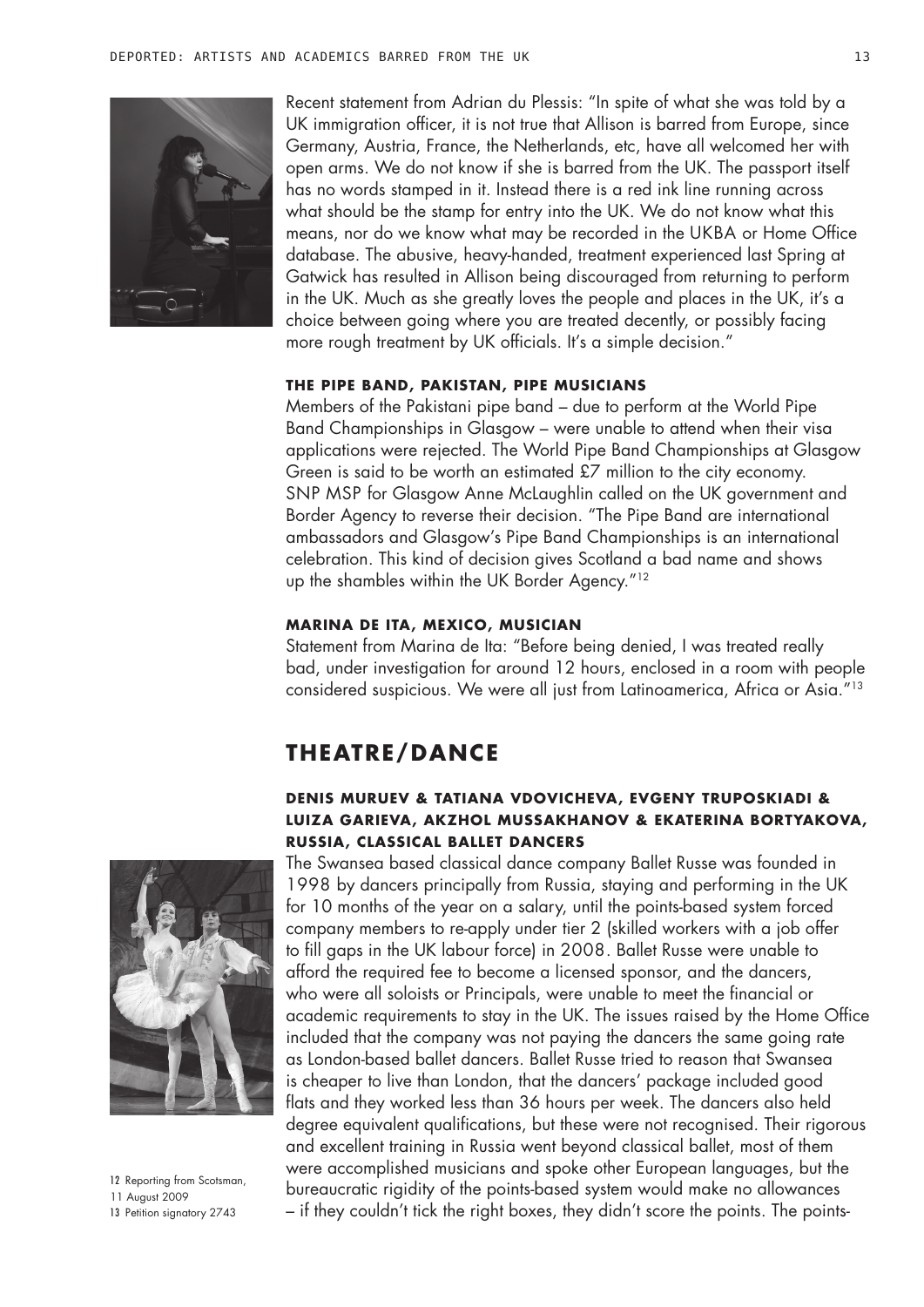Recent statement from Adrian du Plessis: "In spite of what she was told by a UK immigration officer, it is not true that Allison is barred from Europe, since Germany, Austria, France, the Netherlands, etc, have all welcomed her with open arms. We do not know if she is barred from the UK. The passport itself has no words stamped in it. Instead there is a red ink line running across what should be the stamp for entry into the UK. We do not know what this means, nor do we know what may be recorded in the UKBA or Home Office database. The abusive, heavy-handed, treatment experienced last Spring at Gatwick has resulted in Allison being discouraged from returning to perform in the UK. Much as she greatly loves the people and places in the UK, it's a choice between going where you are treated decently, or possibly facing more rough treatment by UK officials. It's a simple decision."

#### THE PIPE BAND, PAKISTAN, PIPE MUSICIANS

Members of the Pakistani pipe band – due to perform at the World Pipe Band Championships in Glasgow – were unable to attend when their visa applications were rejected. The World Pipe Band Championships at Glasgow Green is said to be worth an estimated £7 million to the city economy. SNP MSP for Glasgow Anne McLaughlin called on the UK government and Border Agency to reverse their decision. "The Pipe Band are international ambassadors and Glasgow's Pipe Band Championships is an international celebration. This kind of decision gives Scotland a bad name and shows up the shambles within the UK Border Agency."[12]

#### MARINA DE ITA, MEXICO, MUSICIAN

Statement from Marina de Ita: "Before being denied, I was treated really bad, under investigation for around 12 hours, enclosed in a room with people considered suspicious. We were all just from Latinoamerica, Africa or Asia."[13]

## THEATRE/DANCE

#### DENIS MURUEV & TATIANA VDOVICHEVA, EVGENY TRUPOSKIADI & LUIZA GARIEVA, AKZHOL MUSSAKHANOV & EKATERINA BORTYAKOVA, RUSSIA, CLASSICAL BALLET DANCERS

The Swansea based classical dance company Ballet Russe was founded in 1998 by dancers principally from Russia, staying and performing in the UK for 10 months of the year on a salary, until the points-based system forced company members to re-apply under tier 2 (skilled workers with a job offer to fill gaps in the UK labour force) in 2008. Ballet Russe were unable to afford the required fee to become a licensed sponsor, and the dancers, who were all soloists or Principals, were unable to meet the financial or academic requirements to stay in the UK. The issues raised by the Home Office included that the company was not paying the dancers the same going rate as London-based ballet dancers. Ballet Russe tried to reason that Swansea is cheaper to live than London, that the dancers' package included good flats and they worked less than 36 hours per week. The dancers also held degree equivalent qualifications, but these were not recognised. Their rigorous and excellent training in Russia went beyond classical ballet, most of them were accomplished musicians and spoke other European languages, but the bureaucratic rigidity of the points-based system would make no allowances – if they couldn't tick the right boxes, they didn't score the points. The points-

12 Reporting from Scotsman, 11 August 2009

13 Petition signatory 2743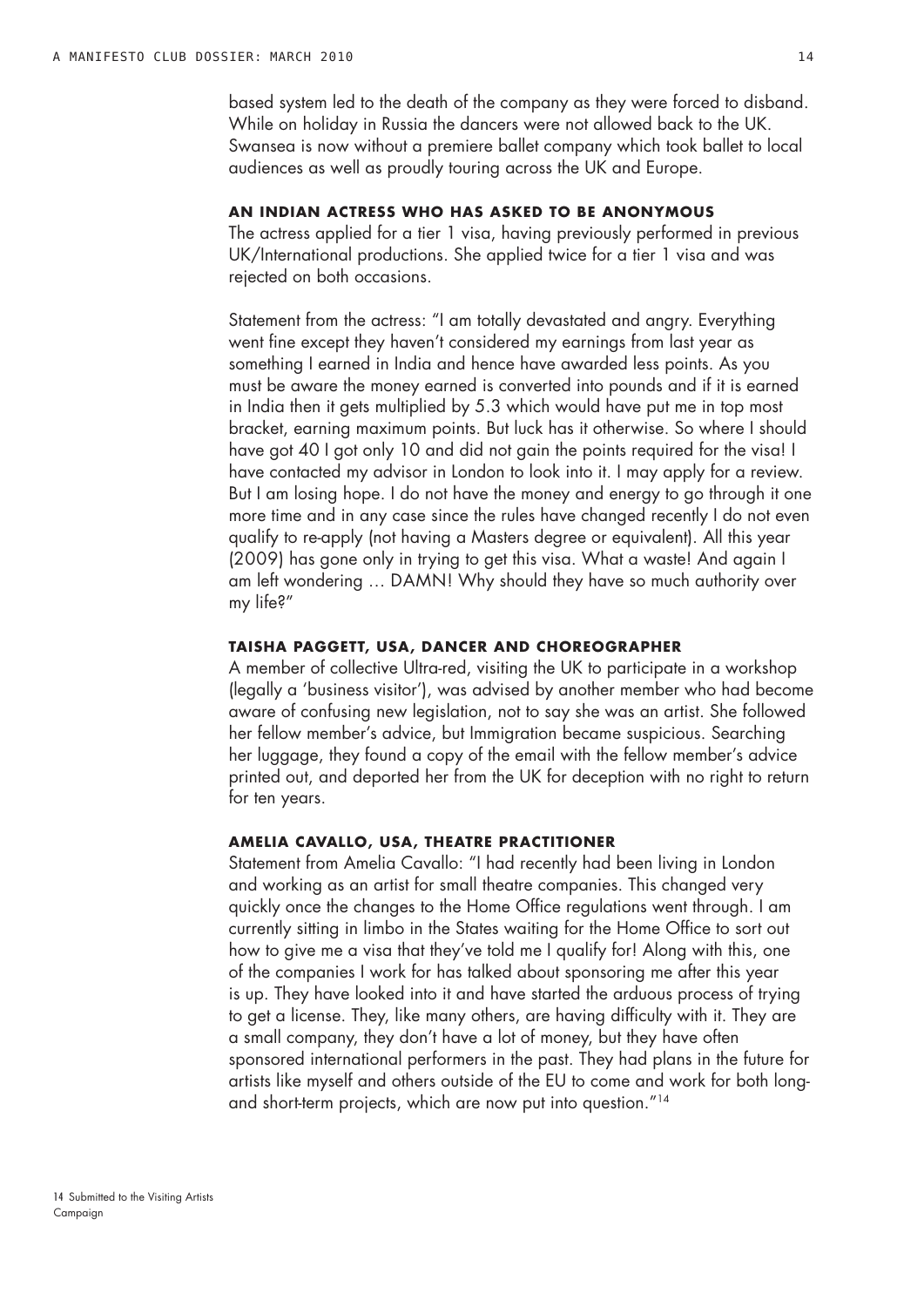based system led to the death of the company as they were forced to disband. While on holiday in Russia the dancers were not allowed back to the UK. Swansea is now without a premiere ballet company which took ballet to local audiences as well as proudly touring across the UK and Europe.

### AN INDIAN ACTRESS WHO HAS ASKED TO BE ANONYMOUS

The actress applied for a tier 1 visa, having previously performed in previous UK/International productions. She applied twice for a tier 1 visa and was rejected on both occasions.

Statement from the actress: "I am totally devastated and angry. Everything went fine except they haven't considered my earnings from last year as something I earned in India and hence have awarded less points. As you must be aware the money earned is converted into pounds and if it is earned in India then it gets multiplied by 5.3 which would have put me in top most bracket, earning maximum points. But luck has it otherwise. So where I should have got 40 I got only 10 and did not gain the points required for the visa! I have contacted my advisor in London to look into it. I may apply for a review. But I am losing hope. I do not have the money and energy to go through it one more time and in any case since the rules have changed recently I do not even qualify to re-apply (not having a Masters degree or equivalent). All this year (2009) has gone only in trying to get this visa. What a waste! And again I am left wondering … DAMN! Why should they have so much authority over my life?"

### TAISHA PAGGETT, USA, DANCER AND CHOREOGRAPHER

A member of collective Ultra-red, visiting the UK to participate in a workshop (legally a 'business visitor'), was advised by another member who had become aware of confusing new legislation, not to say she was an artist. She followed her fellow member's advice, but Immigration became suspicious. Searching her luggage, they found a copy of the email with the fellow member's advice printed out, and deported her from the UK for deception with no right to return for ten years.

### AMELIA CAVALLO, USA, THEATRE PRACTITIONER

Statement from Amelia Cavallo: "I had recently had been living in London and working as an artist for small theatre companies. This changed very quickly once the changes to the Home Office regulations went through. I am currently sitting in limbo in the States waiting for the Home Office to sort out how to give me a visa that they've told me I qualify for! Along with this, one of the companies I work for has talked about sponsoring me after this year is up. They have looked into it and have started the arduous process of trying to get a license. They, like many others, are having difficulty with it. They are a small company, they don't have a lot of money, but they have often sponsored international performers in the past. They had plans in the future for artists like myself and others outside of the EU to come and work for both long- and short-term projects, which are now put into question."[14]

[14] Submitted to the Visiting Artists Campaign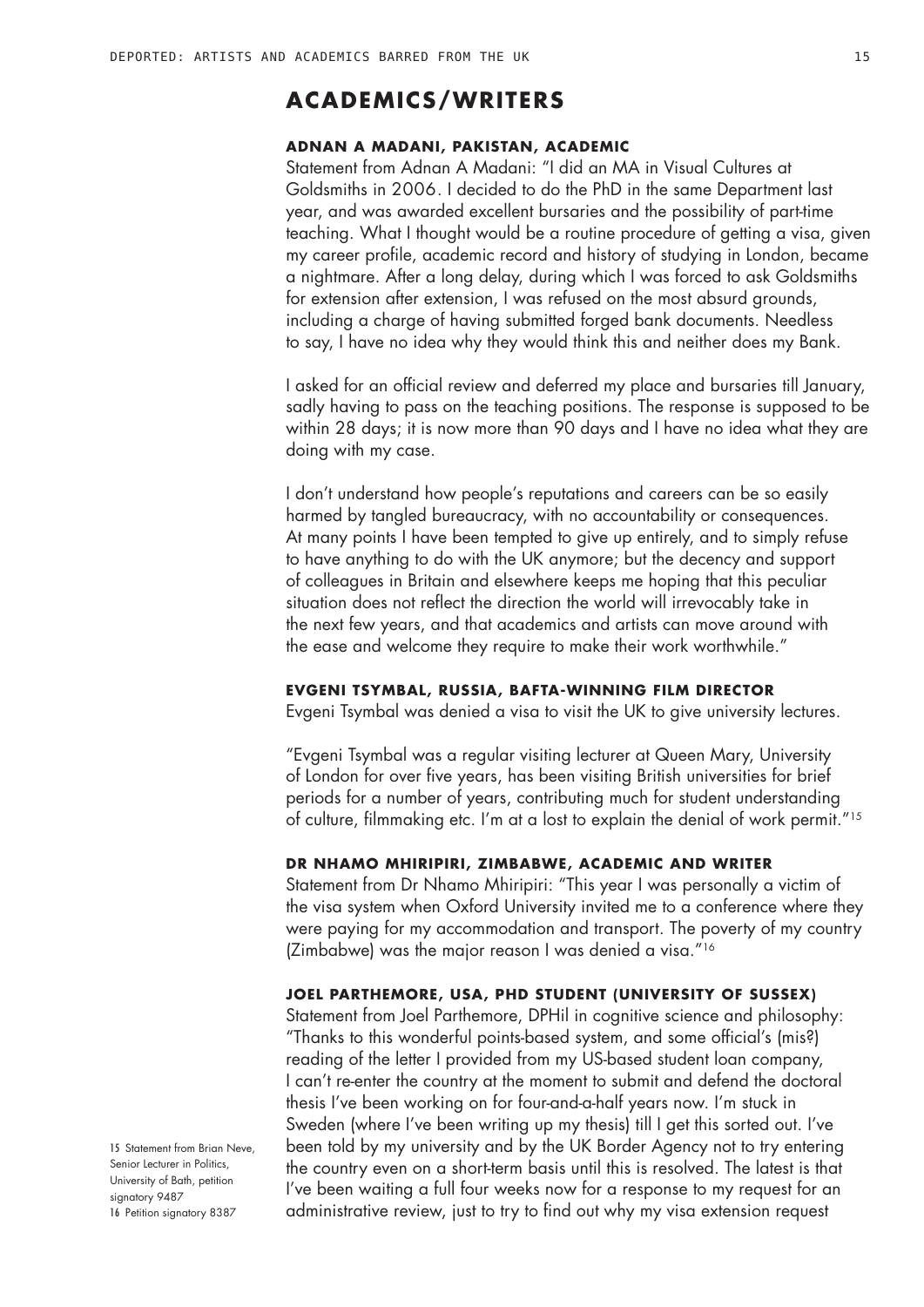## ACADEMICS/WRITERS

### ADNAN A MADANI, PAKISTAN, ACADEMIC

Statement from Adnan A Madani: "I did an MA in Visual Cultures at Goldsmiths in 2006. I decided to do the PhD in the same Department last year, and was awarded excellent bursaries and the possibility of part-time teaching. What I thought would be a routine procedure of getting a visa, given my career profile, academic record and history of studying in London, became a nightmare. After a long delay, during which I was forced to ask Goldsmiths for extension after extension, I was refused on the most absurd grounds, including a charge of having submitted forged bank documents. Needless to say, I have no idea why they would think this and neither does my Bank.

I asked for an official review and deferred my place and bursaries till January, sadly having to pass on the teaching positions. The response is supposed to be within 28 days; it is now more than 90 days and I have no idea what they are doing with my case.

I don't understand how people's reputations and careers can be so easily harmed by tangled bureaucracy, with no accountability or consequences. At many points I have been tempted to give up entirely, and to simply refuse to have anything to do with the UK anymore; but the decency and support of colleagues in Britain and elsewhere keeps me hoping that this peculiar situation does not reflect the direction the world will irrevocably take in the next few years, and that academics and artists can move around with the ease and welcome they require to make their work worthwhile."

### EVGENI TSYMBAL, RUSSIA, BAFTA-WINNING FILM DIRECTOR

Evgeni Tsymbal was denied a visa to visit the UK to give university lectures.

"Evgeni Tsymbal was a regular visiting lecturer at Queen Mary, University of London for over five years, has been visiting British universities for brief periods for a number of years, contributing much for student understanding of culture, filmmaking etc. I'm at a lost to explain the denial of work permit."[15]

### DR NHAMO MHIRIPIRI, ZIMBABWE, ACADEMIC AND WRITER

Statement from Dr Nhamo Mhiripiri: "This year I was personally a victim of the visa system when Oxford University invited me to a conference where they were paying for my accommodation and transport. The poverty of my country (Zimbabwe) was the major reason I was denied a visa."[16]

### JOEL PARTHEMORE, USA, PHD STUDENT (UNIVERSITY OF SUSSEX)

Statement from Joel Parthemore, DPHil in cognitive science and philosophy: "Thanks to this wonderful points-based system, and some official's (mis?) reading of the letter I provided from my US-based student loan company, I can't re-enter the country at the moment to submit and defend the doctoral thesis I've been working on for four-and-a-half years now. I'm stuck in Sweden (where I've been writing up my thesis) till I get this sorted out. I've been told by my university and by the UK Border Agency not to try entering the country even on a short-term basis until this is resolved. The latest is that I've been waiting a full four weeks now for a response to my request for an administrative review, just to try to find out why my visa extension request

15 Statement from Brian Neve, Senior Lecturer in Politics, University of Bath, petition signatory 9487
16 Petition signatory 8387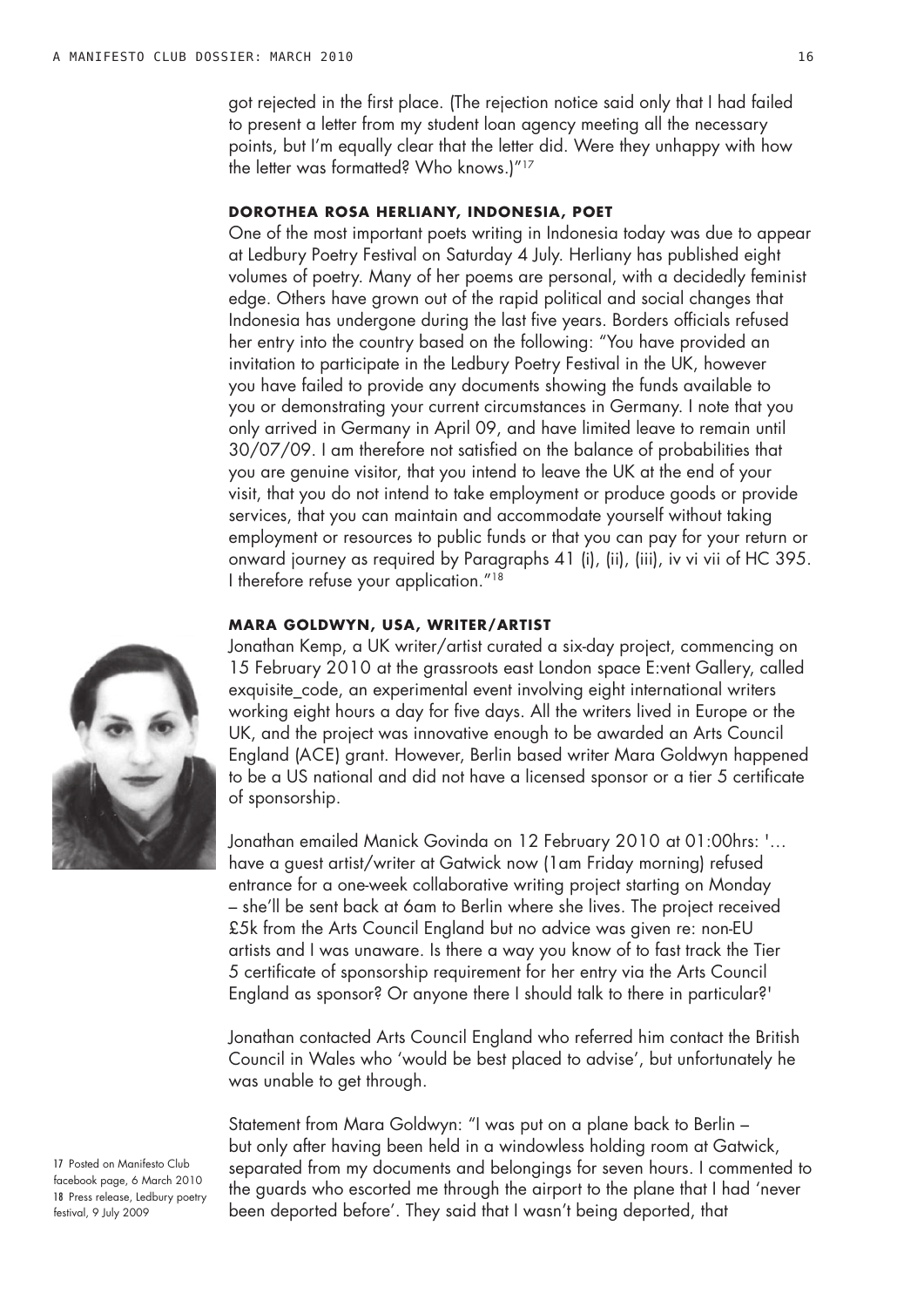got rejected in the first place. (The rejection notice said only that I had failed to present a letter from my student loan agency meeting all the necessary points, but I'm equally clear that the letter did. Were they unhappy with how the letter was formatted? Who knows.)"[17]

### DOROTHEA ROSA HERLIANY, INDONESIA, POET

One of the most important poets writing in Indonesia today was due to appear at Ledbury Poetry Festival on Saturday 4 July. Herliany has published eight volumes of poetry. Many of her poems are personal, with a decidedly feminist edge. Others have grown out of the rapid political and social changes that Indonesia has undergone during the last five years. Borders officials refused her entry into the country based on the following: "You have provided an invitation to participate in the Ledbury Poetry Festival in the UK, however you have failed to provide any documents showing the funds available to you or demonstrating your current circumstances in Germany. I note that you only arrived in Germany in April 09, and have limited leave to remain until 30/07/09. I am therefore not satisfied on the balance of probabilities that you are genuine visitor, that you intend to leave the UK at the end of your visit, that you do not intend to take employment or produce goods or provide services, that you can maintain and accommodate yourself without taking employment or resources to public funds or that you can pay for your return or onward journey as required by Paragraphs 41 (i), (ii), (iii), iv vi vii of HC 395. I therefore refuse your application."[18]

### MARA GOLDWYN, USA, WRITER/ARTIST

Jonathan Kemp, a UK writer/artist curated a six-day project, commencing on 15 February 2010 at the grassroots east London space E:vent Gallery, called exquisite_code, an experimental event involving eight international writers working eight hours a day for five days. All the writers lived in Europe or the UK, and the project was innovative enough to be awarded an Arts Council England (ACE) grant. However, Berlin based writer Mara Goldwyn happened to be a US national and did not have a licensed sponsor or a tier 5 certificate of sponsorship.

Jonathan emailed Manick Govinda on 12 February 2010 at 01:00hrs: '… have a guest artist/writer at Gatwick now (1am Friday morning) refused entrance for a one-week collaborative writing project starting on Monday – she'll be sent back at 6am to Berlin where she lives. The project received £5k from the Arts Council England but no advice was given re: non-EU artists and I was unaware. Is there a way you know of to fast track the Tier 5 certificate of sponsorship requirement for her entry via the Arts Council England as sponsor? Or anyone there I should talk to there in particular?'

Jonathan contacted Arts Council England who referred him contact the British Council in Wales who 'would be best placed to advise', but unfortunately he was unable to get through.

Statement from Mara Goldwyn: "I was put on a plane back to Berlin – but only after having been held in a windowless holding room at Gatwick, separated from my documents and belongings for seven hours. I commented to the guards who escorted me through the airport to the plane that I had 'never been deported before'. They said that I wasn't being deported, that

17 Posted on Manifesto Club facebook page, 6 March 2010
18 Press release, Ledbury poetry festival, 9 July 2009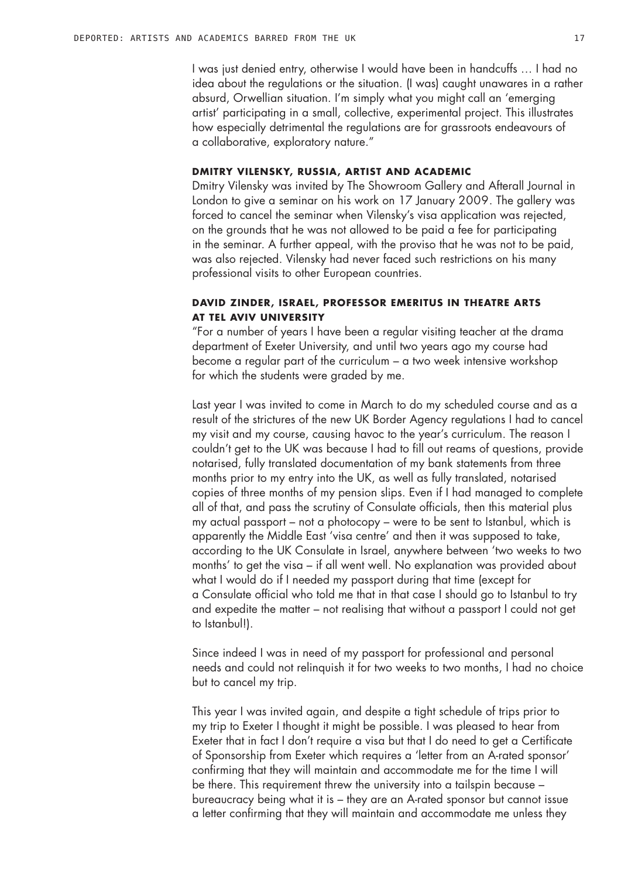I was just denied entry, otherwise I would have been in handcuffs … I had no idea about the regulations or the situation. (I was) caught unawares in a rather absurd, Orwellian situation. I'm simply what you might call an 'emerging artist' participating in a small, collective, experimental project. This illustrates how especially detrimental the regulations are for grassroots endeavours of a collaborative, exploratory nature."

### DMITRY VILENSKY, RUSSIA, ARTIST AND ACADEMIC

Dmitry Vilensky was invited by The Showroom Gallery and Afterall Journal in London to give a seminar on his work on 17 January 2009. The gallery was forced to cancel the seminar when Vilensky's visa application was rejected, on the grounds that he was not allowed to be paid a fee for participating in the seminar. A further appeal, with the proviso that he was not to be paid, was also rejected. Vilensky had never faced such restrictions on his many professional visits to other European countries.

### DAVID ZINDER, ISRAEL, PROFESSOR EMERITUS IN THEATRE ARTS AT TEL AVIV UNIVERSITY

"For a number of years I have been a regular visiting teacher at the drama department of Exeter University, and until two years ago my course had become a regular part of the curriculum – a two week intensive workshop for which the students were graded by me.

Last year I was invited to come in March to do my scheduled course and as a result of the strictures of the new UK Border Agency regulations I had to cancel my visit and my course, causing havoc to the year's curriculum. The reason I couldn't get to the UK was because I had to fill out reams of questions, provide notarised, fully translated documentation of my bank statements from three months prior to my entry into the UK, as well as fully translated, notarised copies of three months of my pension slips. Even if I had managed to complete all of that, and pass the scrutiny of Consulate officials, then this material plus my actual passport – not a photocopy – were to be sent to Istanbul, which is apparently the Middle East 'visa centre' and then it was supposed to take, according to the UK Consulate in Israel, anywhere between 'two weeks to two months' to get the visa – if all went well. No explanation was provided about what I would do if I needed my passport during that time (except for a Consulate official who told me that in that case I should go to Istanbul to try and expedite the matter – not realising that without a passport I could not get to Istanbul!).

Since indeed I was in need of my passport for professional and personal needs and could not relinquish it for two weeks to two months, I had no choice but to cancel my trip.

This year I was invited again, and despite a tight schedule of trips prior to my trip to Exeter I thought it might be possible. I was pleased to hear from Exeter that in fact I don't require a visa but that I do need to get a Certificate of Sponsorship from Exeter which requires a 'letter from an A-rated sponsor' confirming that they will maintain and accommodate me for the time I will be there. This requirement threw the university into a tailspin because – bureaucracy being what it is – they are an A-rated sponsor but cannot issue a letter confirming that they will maintain and accommodate me unless they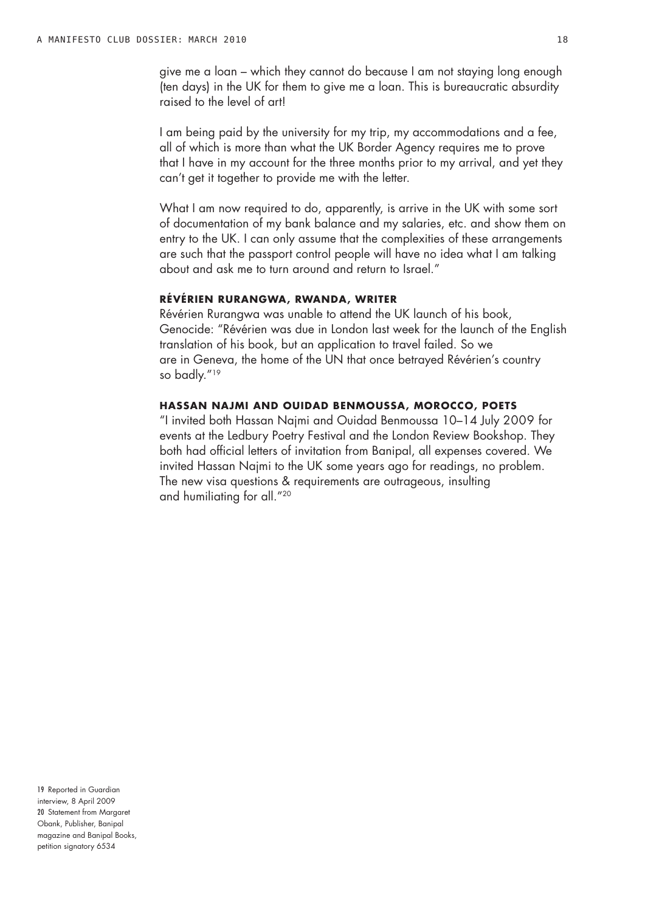give me a loan – which they cannot do because I am not staying long enough (ten days) in the UK for them to give me a loan. This is bureaucratic absurdity raised to the level of art!

I am being paid by the university for my trip, my accommodations and a fee, all of which is more than what the UK Border Agency requires me to prove that I have in my account for the three months prior to my arrival, and yet they can't get it together to provide me with the letter.

What I am now required to do, apparently, is arrive in the UK with some sort of documentation of my bank balance and my salaries, etc. and show them on entry to the UK. I can only assume that the complexities of these arrangements are such that the passport control people will have no idea what I am talking about and ask me to turn around and return to Israel."

**RÉVÉRIEN RURANGWA, RWANDA, WRITER**

Révérien Rurangwa was unable to attend the UK launch of his book, Genocide: "Révérien was due in London last week for the launch of the English translation of his book, but an application to travel failed. So we are in Geneva, the home of the UN that once betrayed Révérien's country so badly."[19]

**HASSAN NAJMI AND OUIDAD BENMOUSSA, MOROCCO, POETS**

"I invited both Hassan Najmi and Ouidad Benmoussa 10–14 July 2009 for events at the Ledbury Poetry Festival and the London Review Bookshop. They both had official letters of invitation from Banipal, all expenses covered. We invited Hassan Najmi to the UK some years ago for readings, no problem. The new visa questions & requirements are outrageous, insulting and humiliating for all."[20]

19 Reported in Guardian interview, 8 April 2009

20 Statement from Margaret Obank, Publisher, Banipal magazine and Banipal Books, petition signatory 6534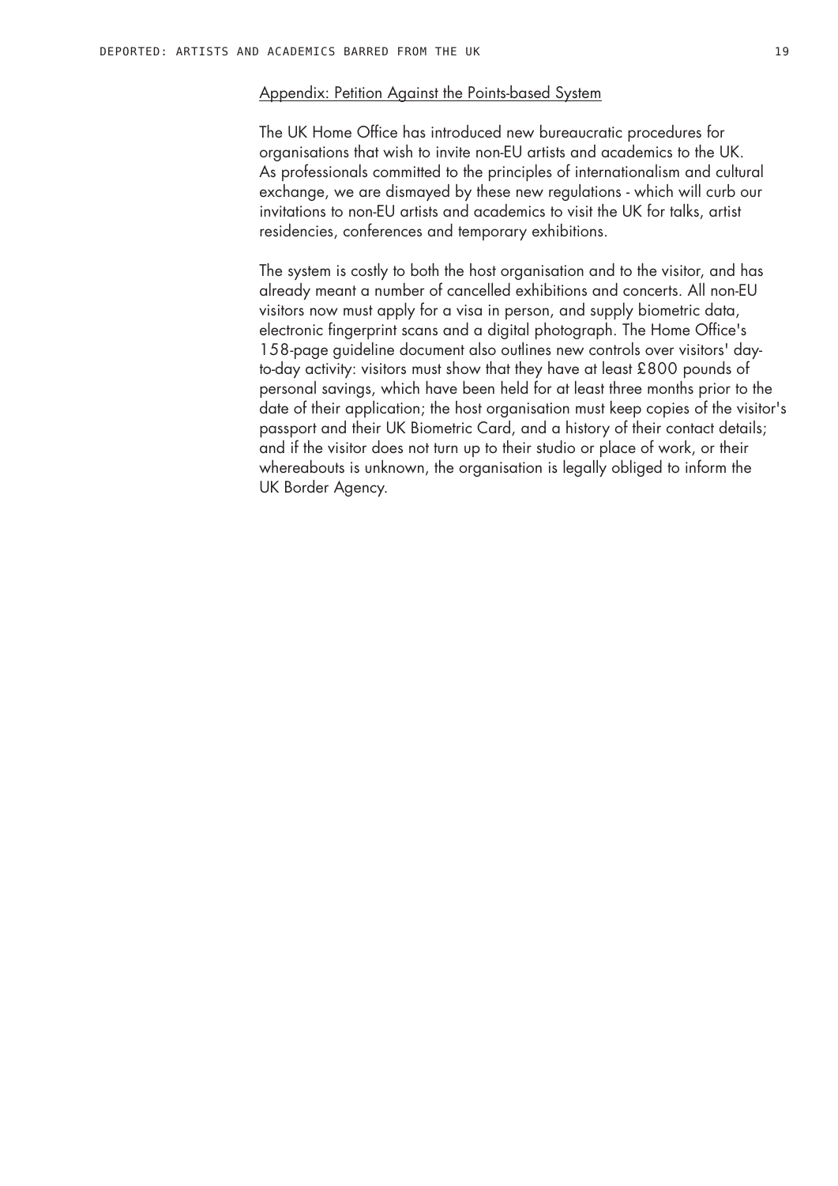## Appendix: Petition Against the Points-based System

The UK Home Office has introduced new bureaucratic procedures for organisations that wish to invite non-EU artists and academics to the UK. As professionals committed to the principles of internationalism and cultural exchange, we are dismayed by these new regulations - which will curb our invitations to non-EU artists and academics to visit the UK for talks, artist residencies, conferences and temporary exhibitions.

The system is costly to both the host organisation and to the visitor, and has already meant a number of cancelled exhibitions and concerts. All non-EU visitors now must apply for a visa in person, and supply biometric data, electronic fingerprint scans and a digital photograph. The Home Office's 158-page guideline document also outlines new controls over visitors' day-to-day activity: visitors must show that they have at least £800 pounds of personal savings, which have been held for at least three months prior to the date of their application; the host organisation must keep copies of the visitor's passport and their UK Biometric Card, and a history of their contact details; and if the visitor does not turn up to their studio or place of work, or their whereabouts is unknown, the organisation is legally obliged to inform the UK Border Agency.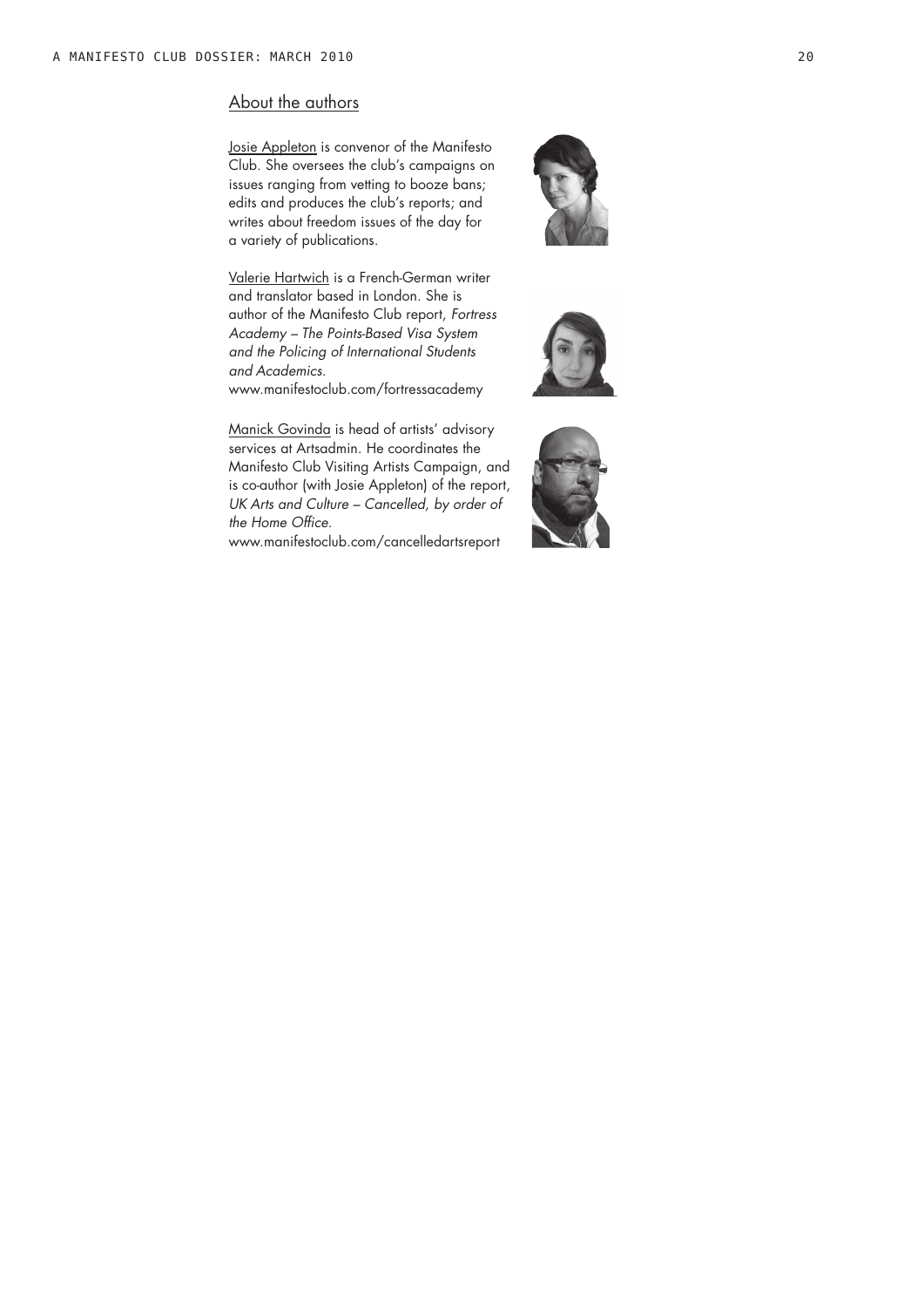## About the authors

Josie Appleton is convenor of the Manifesto Club. She oversees the club's campaigns on issues ranging from vetting to booze bans; edits and produces the club's reports; and writes about freedom issues of the day for a variety of publications.

Valerie Hartwich is a French-German writer and translator based in London. She is author of the Manifesto Club report, *Fortress Academy – The Points-Based Visa System and the Policing of International Students and Academics.*
www.manifestoclub.com/fortressacademy

Manick Govinda is head of artists' advisory services at Artsadmin. He coordinates the Manifesto Club Visiting Artists Campaign, and is co-author (with Josie Appleton) of the report, *UK Arts and Culture – Cancelled, by order of the Home Office.*
www.manifestoclub.com/cancelledartsreport